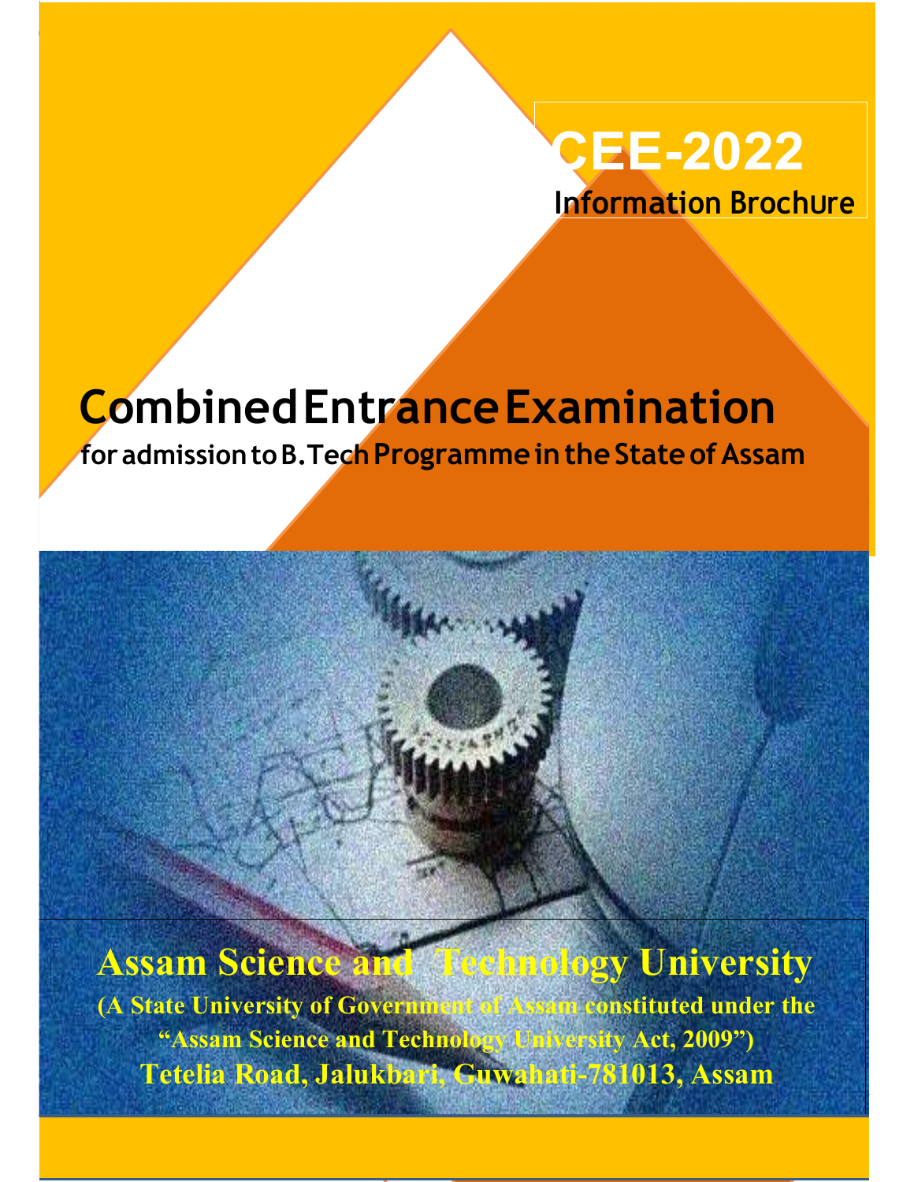# CEE-2022

Information Brochure

# Combined Entrance Examination

**for admission to B.Tech Programme in the State of Assam**

## Assam Science and Technology University

**(A State University of Government of Assam constituted under the "Assam Science and Technology University Act, 2009")**

**Tetelia Road, Jalukbari, Guwahati-781013, Assam**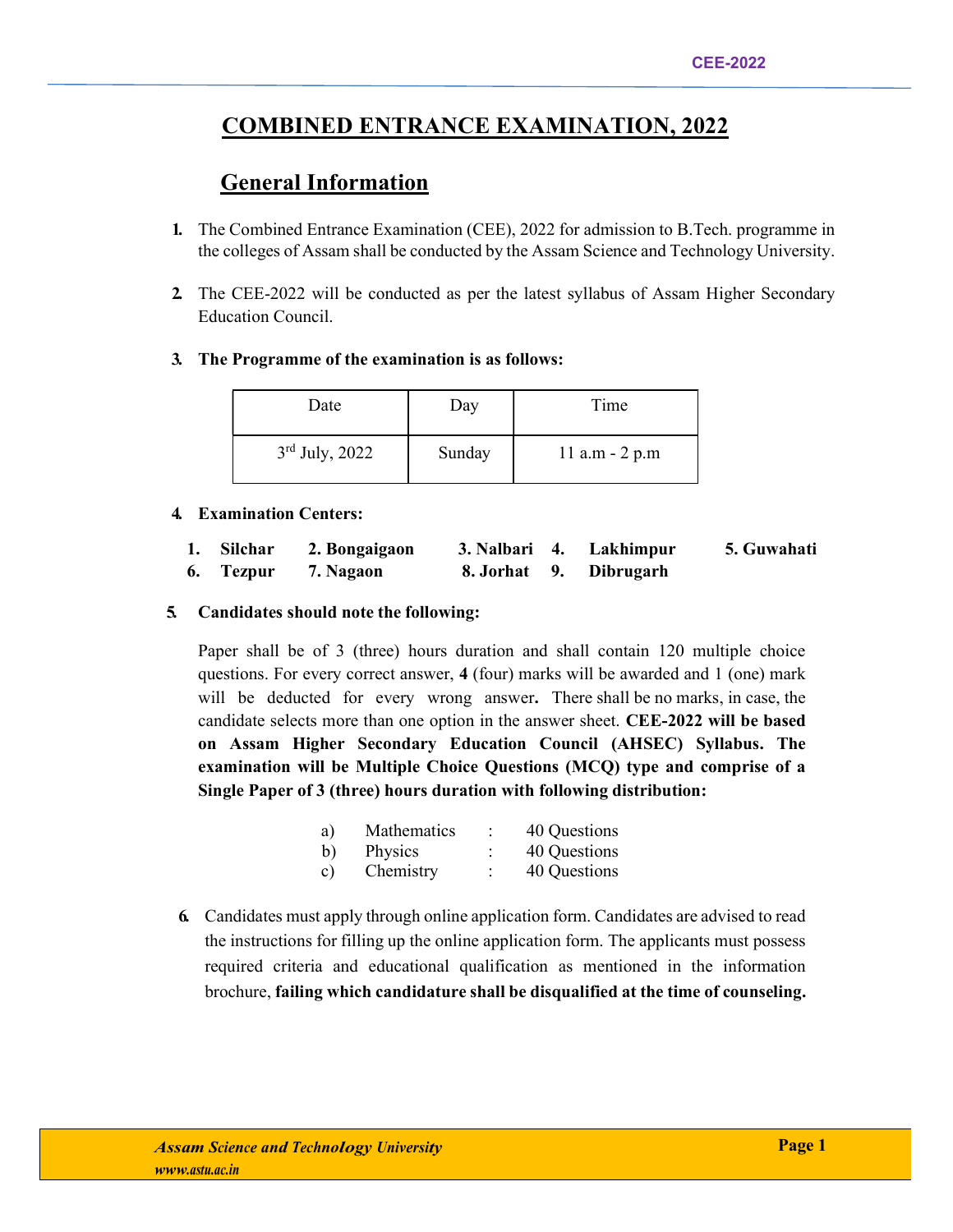# COMBINED ENTRANCE EXAMINATION, 2022

## General Information

1. The Combined Entrance Examination (CEE), 2022 for admission to B.Tech. programme in the colleges of Assam shall be conducted by the Assam Science and Technology University.

2. The CEE-2022 will be conducted as per the latest syllabus of Assam Higher Secondary Education Council.

3. **The Programme of the examination is as follows:**

| Date | Day | Time |
|---|---|---|
| 3rd July, 2022 | Sunday | 11 a.m - 2 p.m |

4. **Examination Centers:**

**1. Silchar 2. Bongaigaon 3. Nalbari 4. Lakhimpur 5. Guwahati 6. Tezpur 7. Nagaon 8. Jorhat 9. Dibrugarh**

5. **Candidates should note the following:**

   Paper shall be of 3 (three) hours duration and shall contain 120 multiple choice questions. For every correct answer, **4** (four) marks will be awarded and 1 (one) mark will be deducted for every wrong answer**.** There shall be no marks, in case, the candidate selects more than one option in the answer sheet. **CEE-2022 will be based on Assam Higher Secondary Education Council (AHSEC) Syllabus. The examination will be Multiple Choice Questions (MCQ) type and comprise of a Single Paper of 3 (three) hours duration with following distribution:**

   a) Mathematics : 40 Questions
   b) Physics : 40 Questions
   c) Chemistry : 40 Questions

6. Candidates must apply through online application form. Candidates are advised to read the instructions for filling up the online application form. The applicants must possess required criteria and educational qualification as mentioned in the information brochure, **failing which candidature shall be disqualified at the time of counseling.**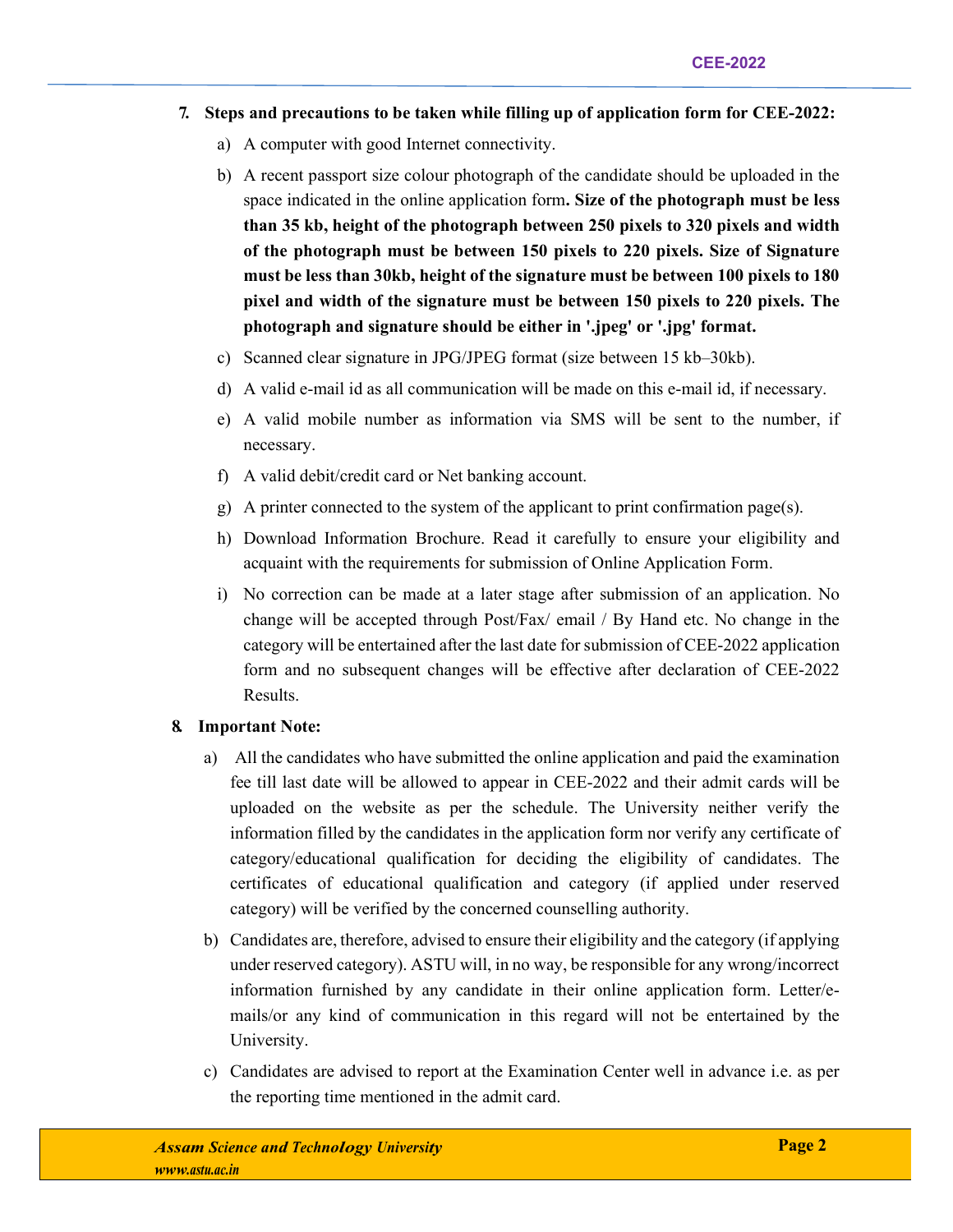7. **Steps and precautions to be taken while filling up of application form for CEE-2022:**

    a) A computer with good Internet connectivity.

    b) A recent passport size colour photograph of the candidate should be uploaded in the space indicated in the online application form**. Size of the photograph must be less than 35 kb, height of the photograph between 250 pixels to 320 pixels and width of the photograph must be between 150 pixels to 220 pixels. Size of Signature must be less than 30kb, height of the signature must be between 100 pixels to 180 pixel and width of the signature must be between 150 pixels to 220 pixels. The photograph and signature should be either in '.jpeg' or '.jpg' format.**

    c) Scanned clear signature in JPG/JPEG format (size between 15 kb–30kb).

    d) A valid e-mail id as all communication will be made on this e-mail id, if necessary.

    e) A valid mobile number as information via SMS will be sent to the number, if necessary.

    f) A valid debit/credit card or Net banking account.

    g) A printer connected to the system of the applicant to print confirmation page(s).

    h) Download Information Brochure. Read it carefully to ensure your eligibility and acquaint with the requirements for submission of Online Application Form.

    i) No correction can be made at a later stage after submission of an application. No change will be accepted through Post/Fax/ email / By Hand etc. No change in the category will be entertained after the last date for submission of CEE-2022 application form and no subsequent changes will be effective after declaration of CEE-2022 Results.

8. **Important Note:**

    a) All the candidates who have submitted the online application and paid the examination fee till last date will be allowed to appear in CEE-2022 and their admit cards will be uploaded on the website as per the schedule. The University neither verify the information filled by the candidates in the application form nor verify any certificate of category/educational qualification for deciding the eligibility of candidates. The certificates of educational qualification and category (if applied under reserved category) will be verified by the concerned counselling authority.

    b) Candidates are, therefore, advised to ensure their eligibility and the category (if applying under reserved category). ASTU will, in no way, be responsible for any wrong/incorrect information furnished by any candidate in their online application form. Letter/e-mails/or any kind of communication in this regard will not be entertained by the University.

    c) Candidates are advised to report at the Examination Center well in advance i.e. as per the reporting time mentioned in the admit card.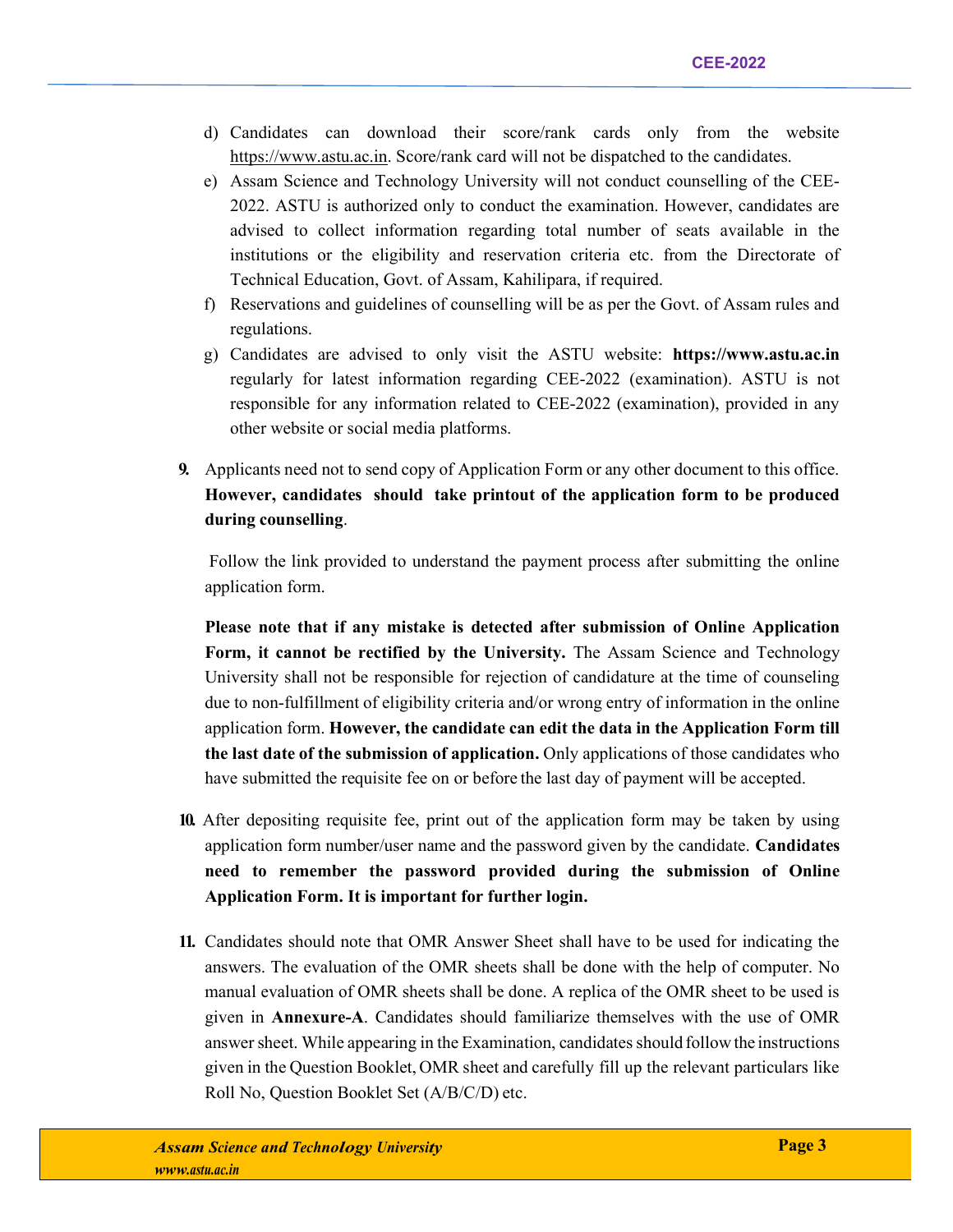d) Candidates can download their score/rank cards only from the website https://www.astu.ac.in. Score/rank card will not be dispatched to the candidates.

e) Assam Science and Technology University will not conduct counselling of the CEE-2022. ASTU is authorized only to conduct the examination. However, candidates are advised to collect information regarding total number of seats available in the institutions or the eligibility and reservation criteria etc. from the Directorate of Technical Education, Govt. of Assam, Kahilipara, if required.

f) Reservations and guidelines of counselling will be as per the Govt. of Assam rules and regulations.

g) Candidates are advised to only visit the ASTU website: **https://www.astu.ac.in** regularly for latest information regarding CEE-2022 (examination). ASTU is not responsible for any information related to CEE-2022 (examination), provided in any other website or social media platforms.

**9.** Applicants need not to send copy of Application Form or any other document to this office. **However, candidates should take printout of the application form to be produced during counselling**.

Follow the link provided to understand the payment process after submitting the online application form.

**Please note that if any mistake is detected after submission of Online Application Form, it cannot be rectified by the University.** The Assam Science and Technology University shall not be responsible for rejection of candidature at the time of counseling due to non-fulfillment of eligibility criteria and/or wrong entry of information in the online application form. **However, the candidate can edit the data in the Application Form till the last date of the submission of application.** Only applications of those candidates who have submitted the requisite fee on or before the last day of payment will be accepted.

**10.** After depositing requisite fee, print out of the application form may be taken by using application form number/user name and the password given by the candidate. **Candidates need to remember the password provided during the submission of Online Application Form. It is important for further login.**

**11.** Candidates should note that OMR Answer Sheet shall have to be used for indicating the answers. The evaluation of the OMR sheets shall be done with the help of computer. No manual evaluation of OMR sheets shall be done. A replica of the OMR sheet to be used is given in **Annexure-A**. Candidates should familiarize themselves with the use of OMR answer sheet. While appearing in the Examination, candidates should follow the instructions given in the Question Booklet, OMR sheet and carefully fill up the relevant particulars like Roll No, Question Booklet Set (A/B/C/D) etc.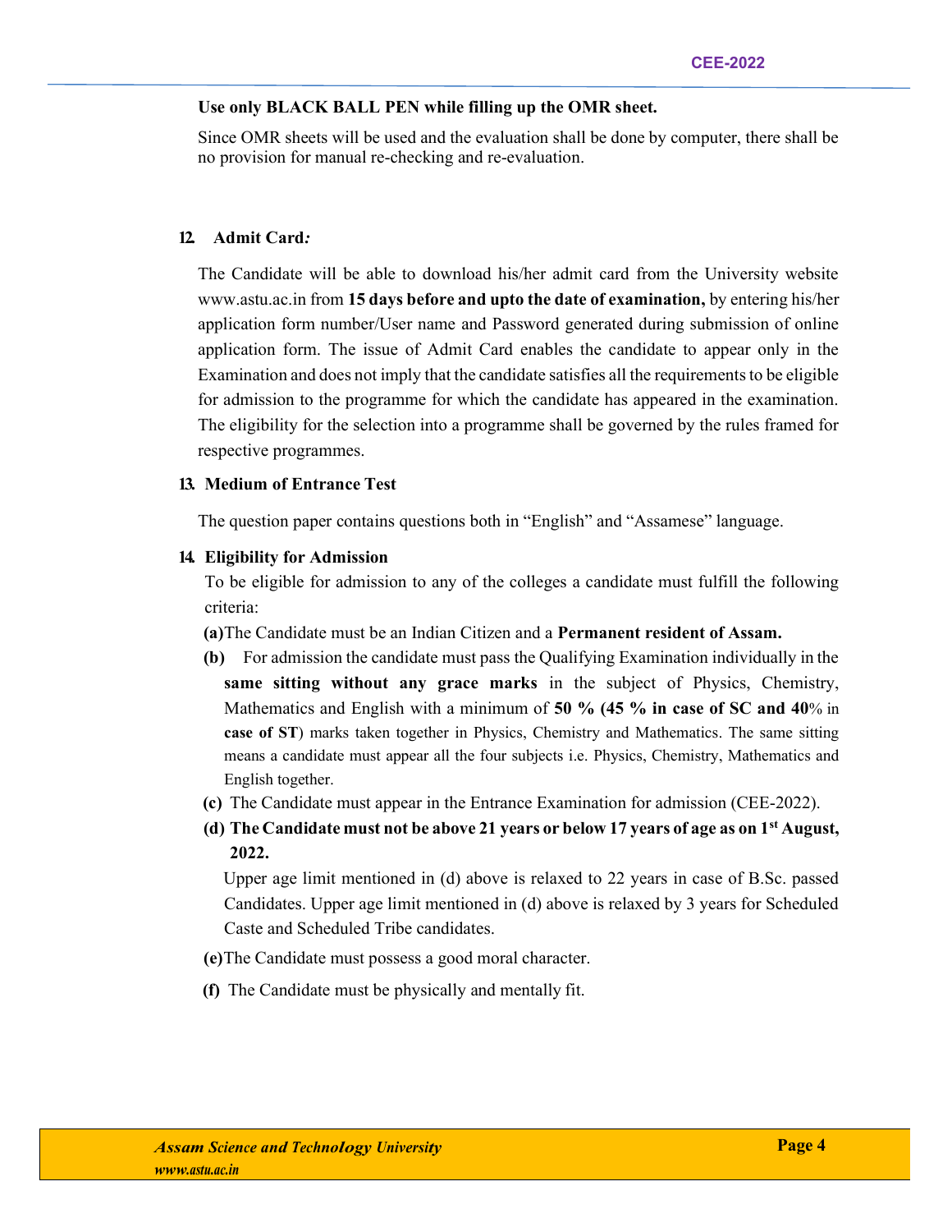**Use only BLACK BALL PEN while filling up the OMR sheet.**

Since OMR sheets will be used and the evaluation shall be done by computer, there shall be no provision for manual re-checking and re-evaluation.

### 12. Admit Card*:*

The Candidate will be able to download his/her admit card from the University website www.astu.ac.in from **15 days before and upto the date of examination,** by entering his/her application form number/User name and Password generated during submission of online application form. The issue of Admit Card enables the candidate to appear only in the Examination and does not imply that the candidate satisfies all the requirements to be eligible for admission to the programme for which the candidate has appeared in the examination. The eligibility for the selection into a programme shall be governed by the rules framed for respective programmes.

### 13. Medium of Entrance Test

The question paper contains questions both in “English” and “Assamese” language.

### 14. Eligibility for Admission

To be eligible for admission to any of the colleges a candidate must fulfill the following criteria:

**(a)** The Candidate must be an Indian Citizen and a **Permanent resident of Assam.**

**(b)** For admission the candidate must pass the Qualifying Examination individually in the **same sitting without any grace marks** in the subject of Physics, Chemistry, Mathematics and English with a minimum of **50 % (45 % in case of SC and 40**% in **case of ST**) marks taken together in Physics, Chemistry and Mathematics. The same sitting means a candidate must appear all the four subjects i.e. Physics, Chemistry, Mathematics and English together.

**(c)** The Candidate must appear in the Entrance Examination for admission (CEE-2022).

**(d) The Candidate must not be above 21 years or below 17 years of age as on 1st August, 2022.**

Upper age limit mentioned in (d) above is relaxed to 22 years in case of B.Sc. passed Candidates. Upper age limit mentioned in (d) above is relaxed by 3 years for Scheduled Caste and Scheduled Tribe candidates.

**(e)** The Candidate must possess a good moral character.

**(f)** The Candidate must be physically and mentally fit.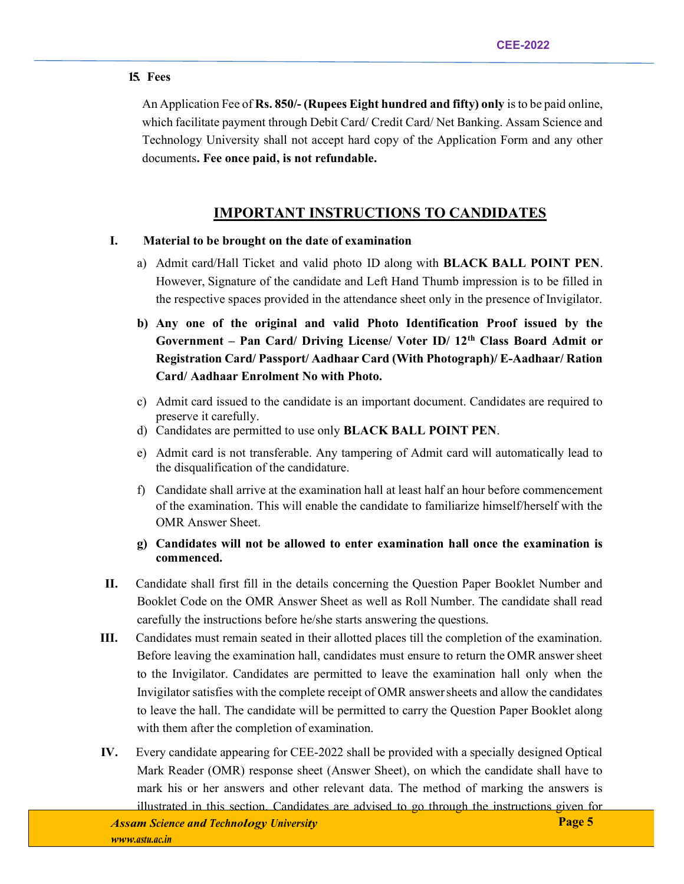**15. Fees**

An Application Fee of **Rs. 850/- (Rupees Eight hundred and fifty) only** is to be paid online, which facilitate payment through Debit Card/ Credit Card/ Net Banking. Assam Science and Technology University shall not accept hard copy of the Application Form and any other documents**. Fee once paid, is not refundable.**

## IMPORTANT INSTRUCTIONS TO CANDIDATES

**I. Material to be brought on the date of examination**

a) Admit card/Hall Ticket and valid photo ID along with **BLACK BALL POINT PEN**. However, Signature of the candidate and Left Hand Thumb impression is to be filled in the respective spaces provided in the attendance sheet only in the presence of Invigilator.

**b) Any one of the original and valid Photo Identification Proof issued by the Government – Pan Card/ Driving License/ Voter ID/ 12th Class Board Admit or Registration Card/ Passport/ Aadhaar Card (With Photograph)/ E-Aadhaar/ Ration Card/ Aadhaar Enrolment No with Photo.**

c) Admit card issued to the candidate is an important document. Candidates are required to preserve it carefully.

d) Candidates are permitted to use only **BLACK BALL POINT PEN**.

e) Admit card is not transferable. Any tampering of Admit card will automatically lead to the disqualification of the candidature.

f) Candidate shall arrive at the examination hall at least half an hour before commencement of the examination. This will enable the candidate to familiarize himself/herself with the OMR Answer Sheet.

**g) Candidates will not be allowed to enter examination hall once the examination is commenced.**

**II.** Candidate shall first fill in the details concerning the Question Paper Booklet Number and Booklet Code on the OMR Answer Sheet as well as Roll Number. The candidate shall read carefully the instructions before he/she starts answering the questions.

**III.** Candidates must remain seated in their allotted places till the completion of the examination. Before leaving the examination hall, candidates must ensure to return the OMR answer sheet to the Invigilator. Candidates are permitted to leave the examination hall only when the Invigilator satisfies with the complete receipt of OMR answer sheets and allow the candidates to leave the hall. The candidate will be permitted to carry the Question Paper Booklet along with them after the completion of examination.

**IV.** Every candidate appearing for CEE-2022 shall be provided with a specially designed Optical Mark Reader (OMR) response sheet (Answer Sheet), on which the candidate shall have to mark his or her answers and other relevant data. The method of marking the answers is illustrated in this section. Candidates are advised to go through the instructions given for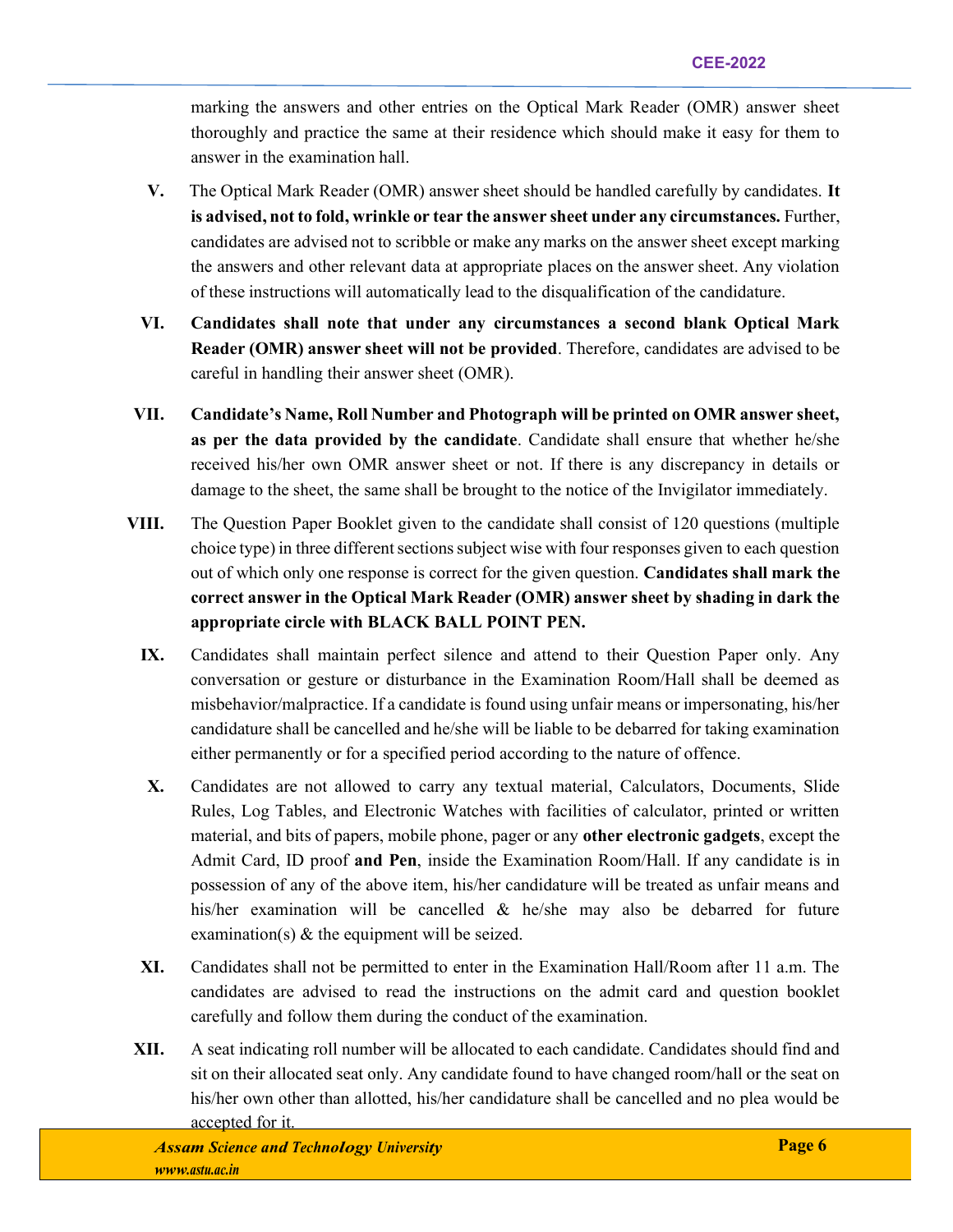marking the answers and other entries on the Optical Mark Reader (OMR) answer sheet thoroughly and practice the same at their residence which should make it easy for them to answer in the examination hall.

V. The Optical Mark Reader (OMR) answer sheet should be handled carefully by candidates. **It is advised, not to fold, wrinkle or tear the answer sheet under any circumstances.** Further, candidates are advised not to scribble or make any marks on the answer sheet except marking the answers and other relevant data at appropriate places on the answer sheet. Any violation of these instructions will automatically lead to the disqualification of the candidature.

VI. **Candidates shall note that under any circumstances a second blank Optical Mark Reader (OMR) answer sheet will not be provided**. Therefore, candidates are advised to be careful in handling their answer sheet (OMR).

VII. **Candidate's Name, Roll Number and Photograph will be printed on OMR answer sheet, as per the data provided by the candidate**. Candidate shall ensure that whether he/she received his/her own OMR answer sheet or not. If there is any discrepancy in details or damage to the sheet, the same shall be brought to the notice of the Invigilator immediately.

VIII. The Question Paper Booklet given to the candidate shall consist of 120 questions (multiple choice type) in three different sections subject wise with four responses given to each question out of which only one response is correct for the given question. **Candidates shall mark the correct answer in the Optical Mark Reader (OMR) answer sheet by shading in dark the appropriate circle with BLACK BALL POINT PEN.**

IX. Candidates shall maintain perfect silence and attend to their Question Paper only. Any conversation or gesture or disturbance in the Examination Room/Hall shall be deemed as misbehavior/malpractice. If a candidate is found using unfair means or impersonating, his/her candidature shall be cancelled and he/she will be liable to be debarred for taking examination either permanently or for a specified period according to the nature of offence.

X. Candidates are not allowed to carry any textual material, Calculators, Documents, Slide Rules, Log Tables, and Electronic Watches with facilities of calculator, printed or written material, and bits of papers, mobile phone, pager or any **other electronic gadgets**, except the Admit Card, ID proof **and Pen**, inside the Examination Room/Hall. If any candidate is in possession of any of the above item, his/her candidature will be treated as unfair means and his/her examination will be cancelled & he/she may also be debarred for future examination(s) & the equipment will be seized.

XI. Candidates shall not be permitted to enter in the Examination Hall/Room after 11 a.m. The candidates are advised to read the instructions on the admit card and question booklet carefully and follow them during the conduct of the examination.

XII. A seat indicating roll number will be allocated to each candidate. Candidates should find and sit on their allocated seat only. Any candidate found to have changed room/hall or the seat on his/her own other than allotted, his/her candidature shall be cancelled and no plea would be accepted for it.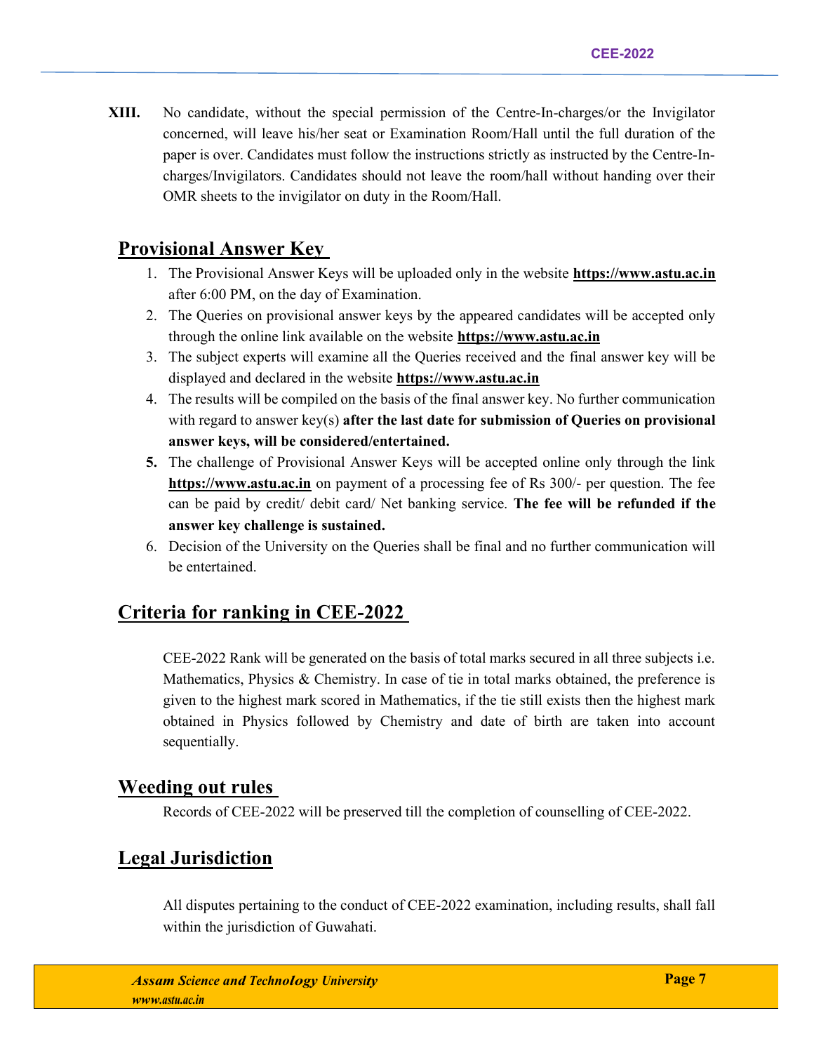**XIII.** No candidate, without the special permission of the Centre-In-charges/or the Invigilator concerned, will leave his/her seat or Examination Room/Hall until the full duration of the paper is over. Candidates must follow the instructions strictly as instructed by the Centre-In-charges/Invigilators. Candidates should not leave the room/hall without handing over their OMR sheets to the invigilator on duty in the Room/Hall.

## Provisional Answer Key

1. The Provisional Answer Keys will be uploaded only in the website **https://www.astu.ac.in** after 6:00 PM, on the day of Examination.
2. The Queries on provisional answer keys by the appeared candidates will be accepted only through the online link available on the website **https://www.astu.ac.in**
3. The subject experts will examine all the Queries received and the final answer key will be displayed and declared in the website **https://www.astu.ac.in**
4. The results will be compiled on the basis of the final answer key. No further communication with regard to answer key(s) **after the last date for submission of Queries on provisional answer keys, will be considered/entertained.**
5. The challenge of Provisional Answer Keys will be accepted online only through the link **https://www.astu.ac.in** on payment of a processing fee of Rs 300/- per question. The fee can be paid by credit/ debit card/ Net banking service. **The fee will be refunded if the answer key challenge is sustained.**
6. Decision of the University on the Queries shall be final and no further communication will be entertained.

## Criteria for ranking in CEE-2022

CEE-2022 Rank will be generated on the basis of total marks secured in all three subjects i.e. Mathematics, Physics & Chemistry. In case of tie in total marks obtained, the preference is given to the highest mark scored in Mathematics, if the tie still exists then the highest mark obtained in Physics followed by Chemistry and date of birth are taken into account sequentially.

## Weeding out rules

Records of CEE-2022 will be preserved till the completion of counselling of CEE-2022.

## Legal Jurisdiction

All disputes pertaining to the conduct of CEE-2022 examination, including results, shall fall within the jurisdiction of Guwahati.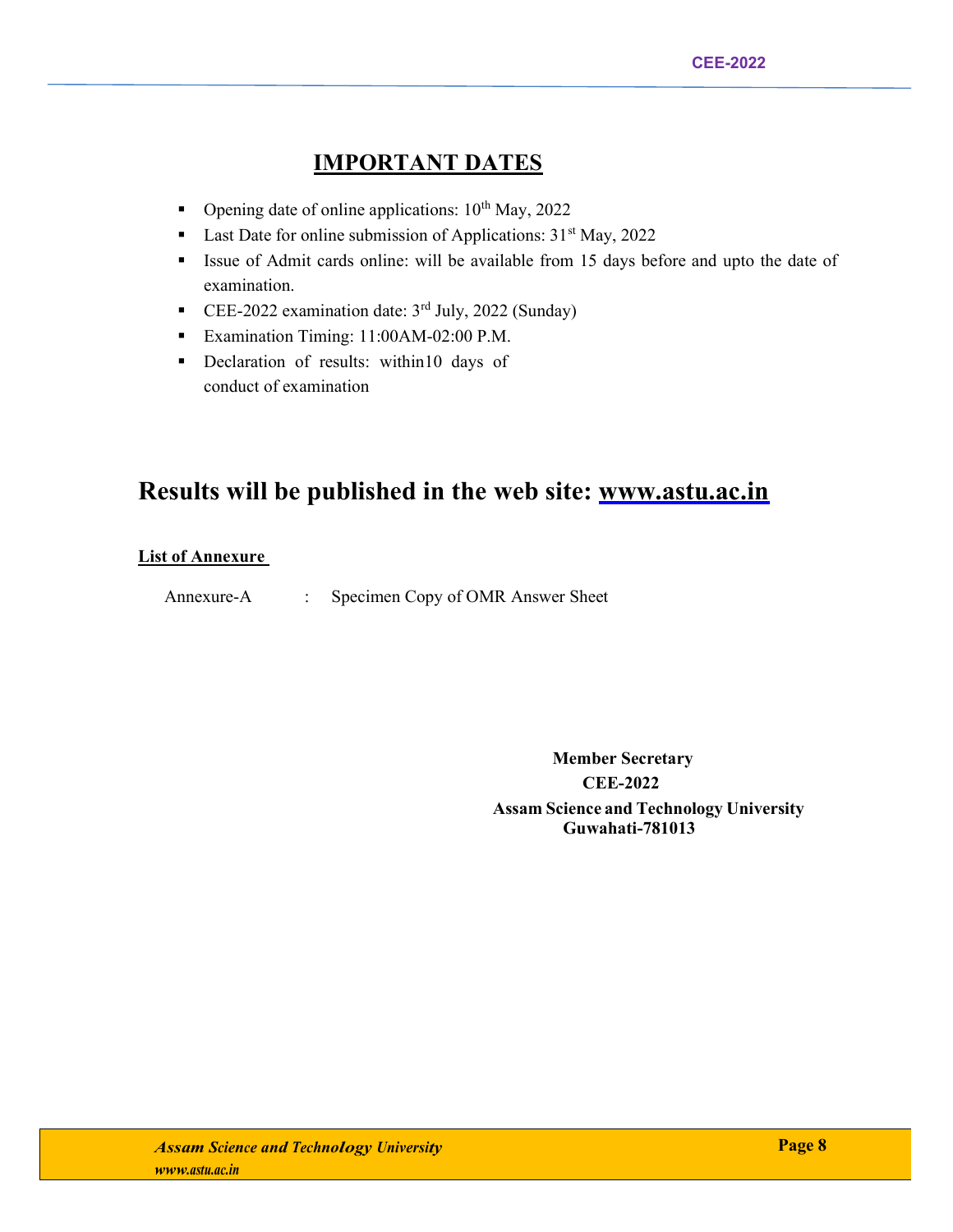## IMPORTANT DATES

- Opening date of online applications: 10th May, 2022
- Last Date for online submission of Applications: 31st May, 2022
- Issue of Admit cards online: will be available from 15 days before and upto the date of examination.
- CEE-2022 examination date: 3rd July, 2022 (Sunday)
- Examination Timing: 11:00AM-02:00 P.M.
- Declaration of results: within10 days of conduct of examination

## Results will be published in the web site: www.astu.ac.in

**List of Annexure**

Annexure-A : Specimen Copy of OMR Answer Sheet

**Member Secretary**
**CEE-2022**
**Assam Science and Technology University**
**Guwahati-781013**